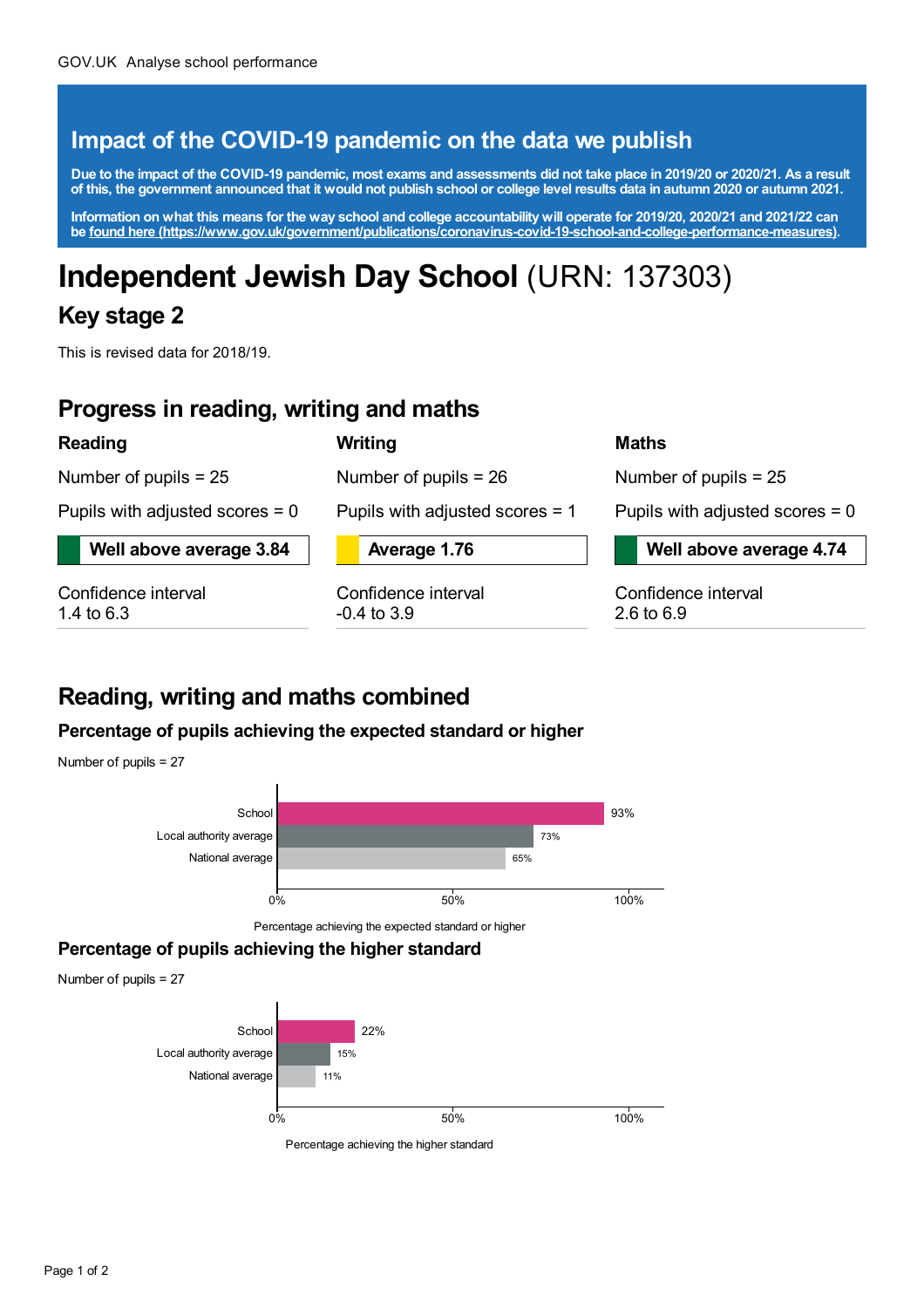GOV.UK Analyse school performance

## Impact of the COVID-19 pandemic on the data we publish

**Due to the impact of the COVID-19 pandemic, most exams and assessments did not take place in 2019/20 or 2020/21. As a result of this, the government announced that it would not publish school or college level results data in autumn 2020 or autumn 2021.**

**Information on what this means for the way school and college accountability will operate for 2019/20, 2020/21 and 2021/22 can be found here (https://www.gov.uk/government/publications/coronavirus-covid-19-school-and-college-performance-measures).**

# Independent Jewish Day School (URN: 137303)

## Key stage 2

This is revised data for 2018/19.

## Progress in reading, writing and maths

### Reading

Number of pupils = 25

Pupils with adjusted scores = 0

**Well above average 3.84**

Confidence interval
1.4 to 6.3

### Writing

Number of pupils = 26

Pupils with adjusted scores = 1

**Average 1.76**

Confidence interval
-0.4 to 3.9

### Maths

Number of pupils = 25

Pupils with adjusted scores = 0

**Well above average 4.74**

Confidence interval
2.6 to 6.9

## Reading, writing and maths combined

### Percentage of pupils achieving the expected standard or higher

Number of pupils = 27

| | Percentage achieving the expected standard or higher |
|---|---|
| School | 93% |
| Local authority average | 73% |
| National average | 65% |

### Percentage of pupils achieving the higher standard

Number of pupils = 27

| | Percentage achieving the higher standard |
|---|---|
| School | 22% |
| Local authority average | 15% |
| National average | 11% |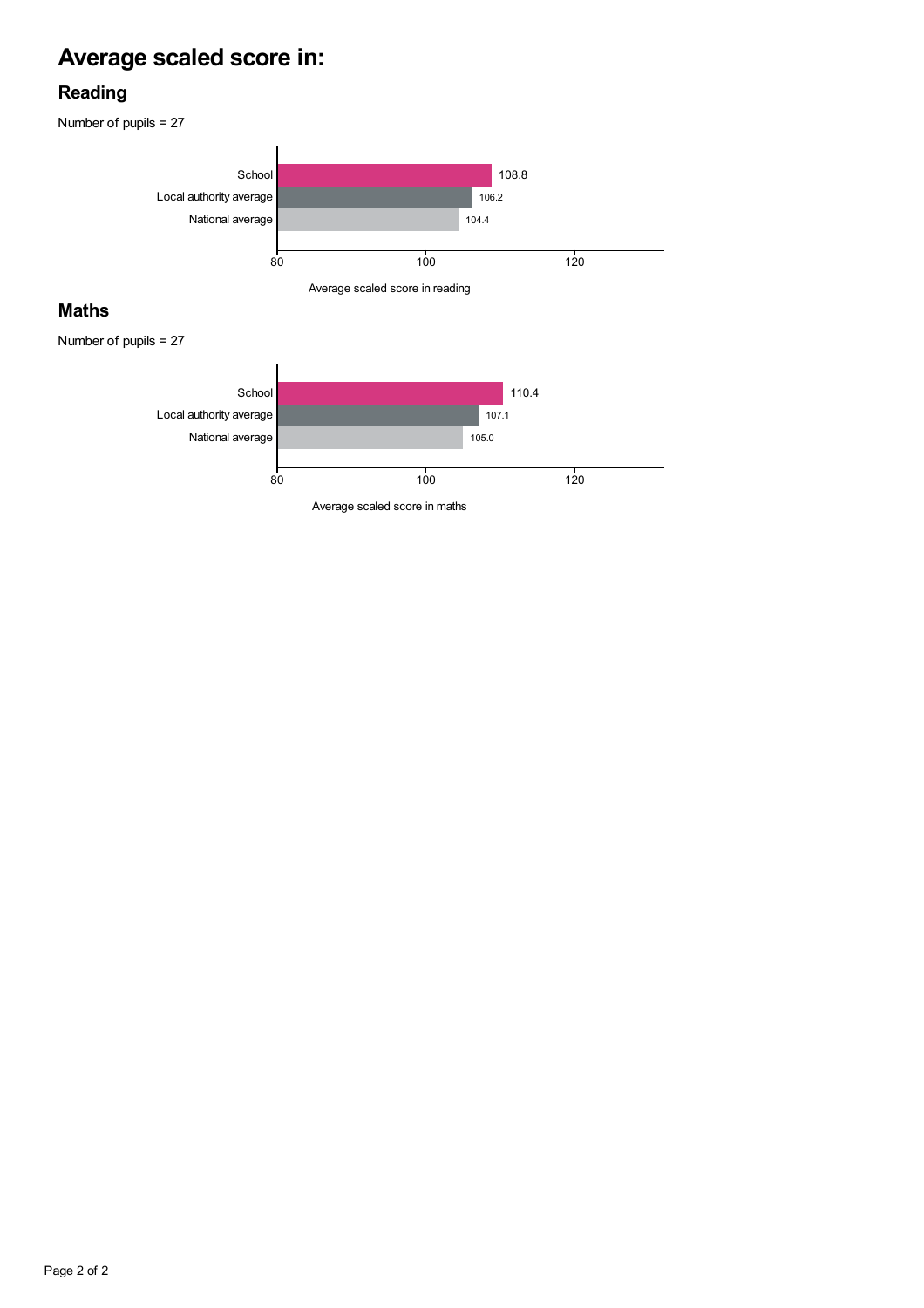# Average scaled score in:

## Reading

Number of pupils = 27

School
108.8
Local authority average
106.2
National average
104.4

80
100
120

Average scaled score in reading

## Maths

Number of pupils = 27

School
110.4
Local authority average
107.1
National average
105.0

80
100
120

Average scaled score in maths